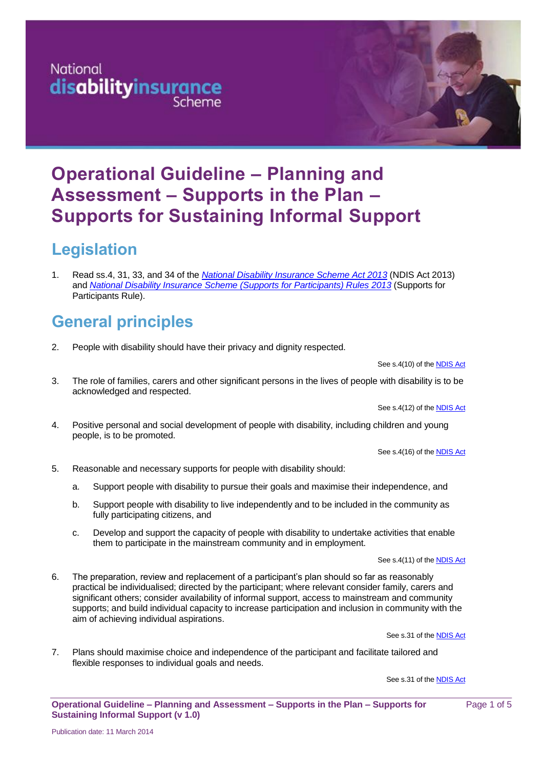# Operational Guideline – Planning and Assessment – Supports in the Plan – Supports for Sustaining Informal Support

## Legislation

1. Read ss.4, 31, 33, and 34 of the *National Disability Insurance Scheme Act 2013* (NDIS Act 2013) and *National Disability Insurance Scheme (Supports for Participants) Rules 2013* (Supports for Participants Rule).

## General principles

2. People with disability should have their privacy and dignity respected.

   See s.4(10) of the NDIS Act

3. The role of families, carers and other significant persons in the lives of people with disability is to be acknowledged and respected.

   See s.4(12) of the NDIS Act

4. Positive personal and social development of people with disability, including children and young people, is to be promoted.

   See s.4(16) of the NDIS Act

5. Reasonable and necessary supports for people with disability should:

   a. Support people with disability to pursue their goals and maximise their independence, and

   b. Support people with disability to live independently and to be included in the community as fully participating citizens, and

   c. Develop and support the capacity of people with disability to undertake activities that enable them to participate in the mainstream community and in employment.

   See s.4(11) of the NDIS Act

6. The preparation, review and replacement of a participant's plan should so far as reasonably practical be individualised; directed by the participant; where relevant consider family, carers and significant others; consider availability of informal support, access to mainstream and community supports; and build individual capacity to increase participation and inclusion in community with the aim of achieving individual aspirations.

   See s.31 of the NDIS Act

7. Plans should maximise choice and independence of the participant and facilitate tailored and flexible responses to individual goals and needs.

   See s.31 of the NDIS Act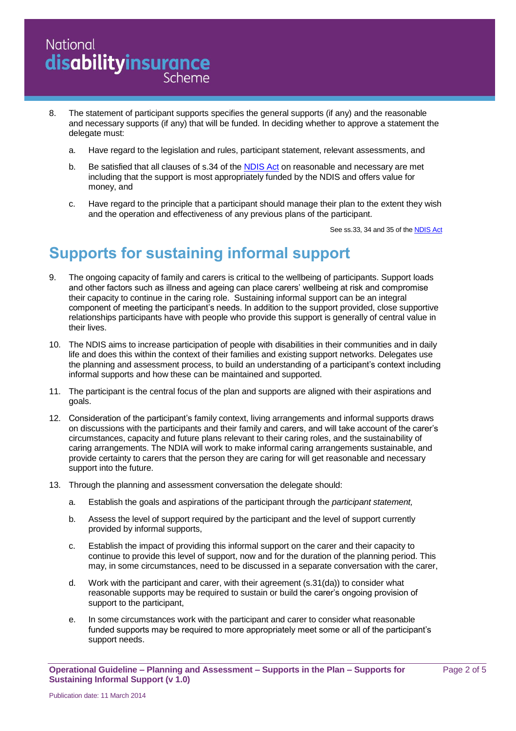8. The statement of participant supports specifies the general supports (if any) and the reasonable and necessary supports (if any) that will be funded. In deciding whether to approve a statement the delegate must:

   a. Have regard to the legislation and rules, participant statement, relevant assessments, and

   b. Be satisfied that all clauses of s.34 of the NDIS Act on reasonable and necessary are met including that the support is most appropriately funded by the NDIS and offers value for money, and

   c. Have regard to the principle that a participant should manage their plan to the extent they wish and the operation and effectiveness of any previous plans of the participant.

See ss.33, 34 and 35 of the NDIS Act

## Supports for sustaining informal support

9. The ongoing capacity of family and carers is critical to the wellbeing of participants. Support loads and other factors such as illness and ageing can place carers' wellbeing at risk and compromise their capacity to continue in the caring role. Sustaining informal support can be an integral component of meeting the participant's needs. In addition to the support provided, close supportive relationships participants have with people who provide this support is generally of central value in their lives.

10. The NDIS aims to increase participation of people with disabilities in their communities and in daily life and does this within the context of their families and existing support networks. Delegates use the planning and assessment process, to build an understanding of a participant's context including informal supports and how these can be maintained and supported.

11. The participant is the central focus of the plan and supports are aligned with their aspirations and goals.

12. Consideration of the participant's family context, living arrangements and informal supports draws on discussions with the participants and their family and carers, and will take account of the carer's circumstances, capacity and future plans relevant to their caring roles, and the sustainability of caring arrangements. The NDIA will work to make informal caring arrangements sustainable, and provide certainty to carers that the person they are caring for will get reasonable and necessary support into the future.

13. Through the planning and assessment conversation the delegate should:

   a. Establish the goals and aspirations of the participant through the *participant statement,*

   b. Assess the level of support required by the participant and the level of support currently provided by informal supports,

   c. Establish the impact of providing this informal support on the carer and their capacity to continue to provide this level of support, now and for the duration of the planning period. This may, in some circumstances, need to be discussed in a separate conversation with the carer,

   d. Work with the participant and carer, with their agreement (s.31(da)) to consider what reasonable supports may be required to sustain or build the carer's ongoing provision of support to the participant,

   e. In some circumstances work with the participant and carer to consider what reasonable funded supports may be required to more appropriately meet some or all of the participant's support needs.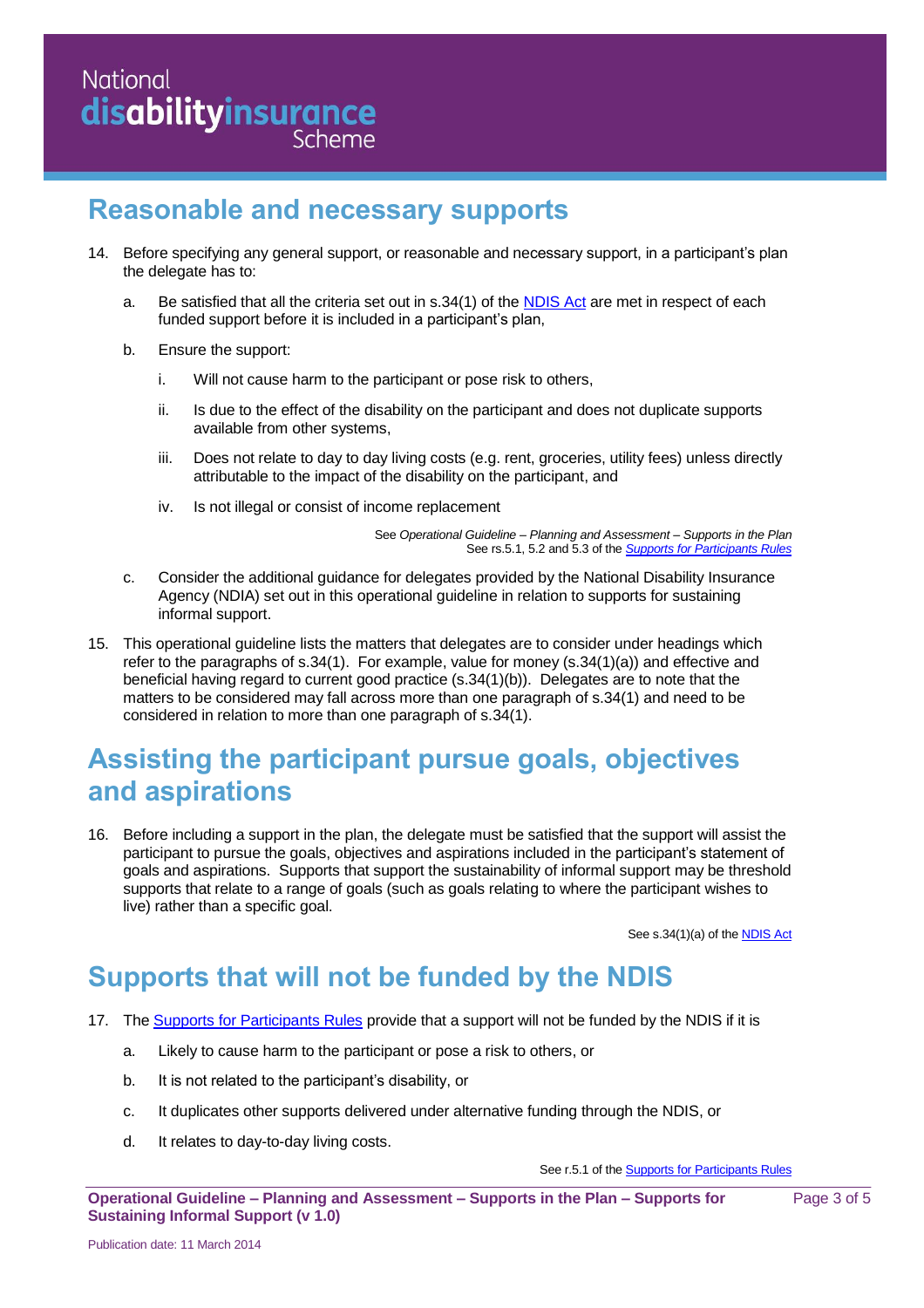## Reasonable and necessary supports

14. Before specifying any general support, or reasonable and necessary support, in a participant's plan the delegate has to:

    a. Be satisfied that all the criteria set out in s.34(1) of the [NDIS Act](#) are met in respect of each funded support before it is included in a participant's plan,

    b. Ensure the support:

       i. Will not cause harm to the participant or pose risk to others,

       ii. Is due to the effect of the disability on the participant and does not duplicate supports available from other systems,

       iii. Does not relate to day to day living costs (e.g. rent, groceries, utility fees) unless directly attributable to the impact of the disability on the participant, and

       iv. Is not illegal or consist of income replacement

    See *Operational Guideline – Planning and Assessment – Supports in the Plan*
    See rs.5.1, 5.2 and 5.3 of the [*Supports for Participants Rules*](#)

    c. Consider the additional guidance for delegates provided by the National Disability Insurance Agency (NDIA) set out in this operational guideline in relation to supports for sustaining informal support.

15. This operational guideline lists the matters that delegates are to consider under headings which refer to the paragraphs of s.34(1). For example, value for money (s.34(1)(a)) and effective and beneficial having regard to current good practice (s.34(1)(b)). Delegates are to note that the matters to be considered may fall across more than one paragraph of s.34(1) and need to be considered in relation to more than one paragraph of s.34(1).

## Assisting the participant pursue goals, objectives and aspirations

16. Before including a support in the plan, the delegate must be satisfied that the support will assist the participant to pursue the goals, objectives and aspirations included in the participant's statement of goals and aspirations. Supports that support the sustainability of informal support may be threshold supports that relate to a range of goals (such as goals relating to where the participant wishes to live) rather than a specific goal.

    See s.34(1)(a) of the [NDIS Act](#)

## Supports that will not be funded by the NDIS

17. The [Supports for Participants Rules](#) provide that a support will not be funded by the NDIS if it is

    a. Likely to cause harm to the participant or pose a risk to others, or

    b. It is not related to the participant's disability, or

    c. It duplicates other supports delivered under alternative funding through the NDIS, or

    d. It relates to day-to-day living costs.

    See r.5.1 of the [Supports for Participants Rules](#)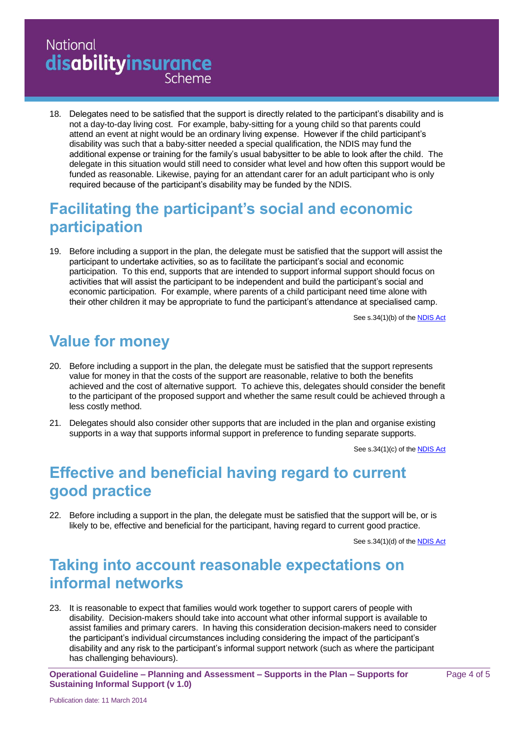18. Delegates need to be satisfied that the support is directly related to the participant's disability and is not a day-to-day living cost. For example, baby-sitting for a young child so that parents could attend an event at night would be an ordinary living expense. However if the child participant's disability was such that a baby-sitter needed a special qualification, the NDIS may fund the additional expense or training for the family's usual babysitter to be able to look after the child. The delegate in this situation would still need to consider what level and how often this support would be funded as reasonable. Likewise, paying for an attendant carer for an adult participant who is only required because of the participant's disability may be funded by the NDIS.

## Facilitating the participant's social and economic participation

19. Before including a support in the plan, the delegate must be satisfied that the support will assist the participant to undertake activities, so as to facilitate the participant's social and economic participation. To this end, supports that are intended to support informal support should focus on activities that will assist the participant to be independent and build the participant's social and economic participation. For example, where parents of a child participant need time alone with their other children it may be appropriate to fund the participant's attendance at specialised camp.

See s.34(1)(b) of the [NDIS Act]

## Value for money

20. Before including a support in the plan, the delegate must be satisfied that the support represents value for money in that the costs of the support are reasonable, relative to both the benefits achieved and the cost of alternative support. To achieve this, delegates should consider the benefit to the participant of the proposed support and whether the same result could be achieved through a less costly method.

21. Delegates should also consider other supports that are included in the plan and organise existing supports in a way that supports informal support in preference to funding separate supports.

See s.34(1)(c) of the [NDIS Act]

## Effective and beneficial having regard to current good practice

22. Before including a support in the plan, the delegate must be satisfied that the support will be, or is likely to be, effective and beneficial for the participant, having regard to current good practice.

See s.34(1)(d) of the [NDIS Act]

## Taking into account reasonable expectations on informal networks

23. It is reasonable to expect that families would work together to support carers of people with disability. Decision-makers should take into account what other informal support is available to assist families and primary carers. In having this consideration decision-makers need to consider the participant's individual circumstances including considering the impact of the participant's disability and any risk to the participant's informal support network (such as where the participant has challenging behaviours).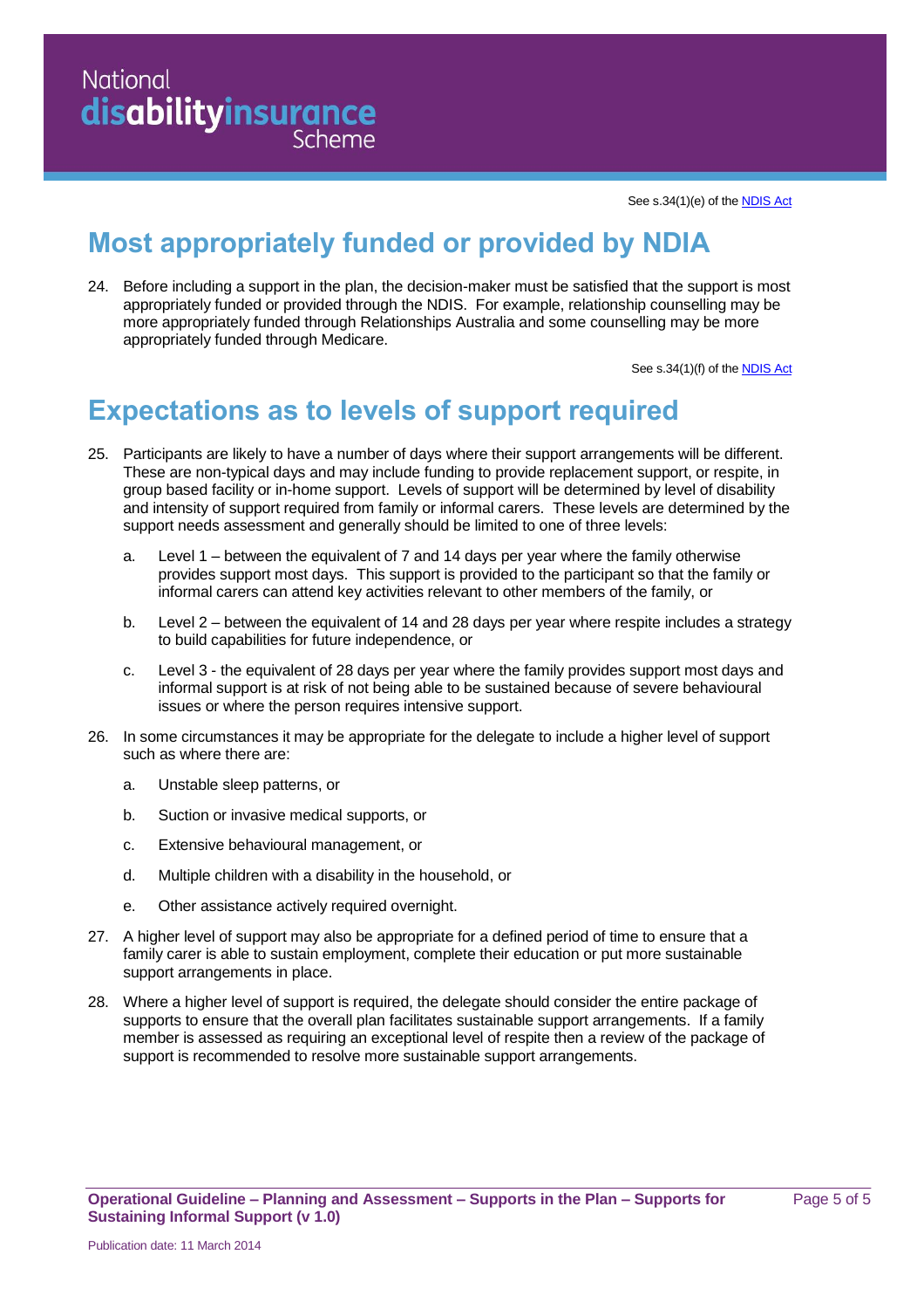See s.34(1)(e) of the [NDIS Act]

# Most appropriately funded or provided by NDIA

24. Before including a support in the plan, the decision-maker must be satisfied that the support is most appropriately funded or provided through the NDIS. For example, relationship counselling may be more appropriately funded through Relationships Australia and some counselling may be more appropriately funded through Medicare.

See s.34(1)(f) of the [NDIS Act]

# Expectations as to levels of support required

25. Participants are likely to have a number of days where their support arrangements will be different. These are non-typical days and may include funding to provide replacement support, or respite, in group based facility or in-home support. Levels of support will be determined by level of disability and intensity of support required from family or informal carers. These levels are determined by the support needs assessment and generally should be limited to one of three levels:

    a. Level 1 – between the equivalent of 7 and 14 days per year where the family otherwise provides support most days. This support is provided to the participant so that the family or informal carers can attend key activities relevant to other members of the family, or

    b. Level 2 – between the equivalent of 14 and 28 days per year where respite includes a strategy to build capabilities for future independence, or

    c. Level 3 - the equivalent of 28 days per year where the family provides support most days and informal support is at risk of not being able to be sustained because of severe behavioural issues or where the person requires intensive support.

26. In some circumstances it may be appropriate for the delegate to include a higher level of support such as where there are:

    a. Unstable sleep patterns, or

    b. Suction or invasive medical supports, or

    c. Extensive behavioural management, or

    d. Multiple children with a disability in the household, or

    e. Other assistance actively required overnight.

27. A higher level of support may also be appropriate for a defined period of time to ensure that a family carer is able to sustain employment, complete their education or put more sustainable support arrangements in place.

28. Where a higher level of support is required, the delegate should consider the entire package of supports to ensure that the overall plan facilitates sustainable support arrangements. If a family member is assessed as requiring an exceptional level of respite then a review of the package of support is recommended to resolve more sustainable support arrangements.